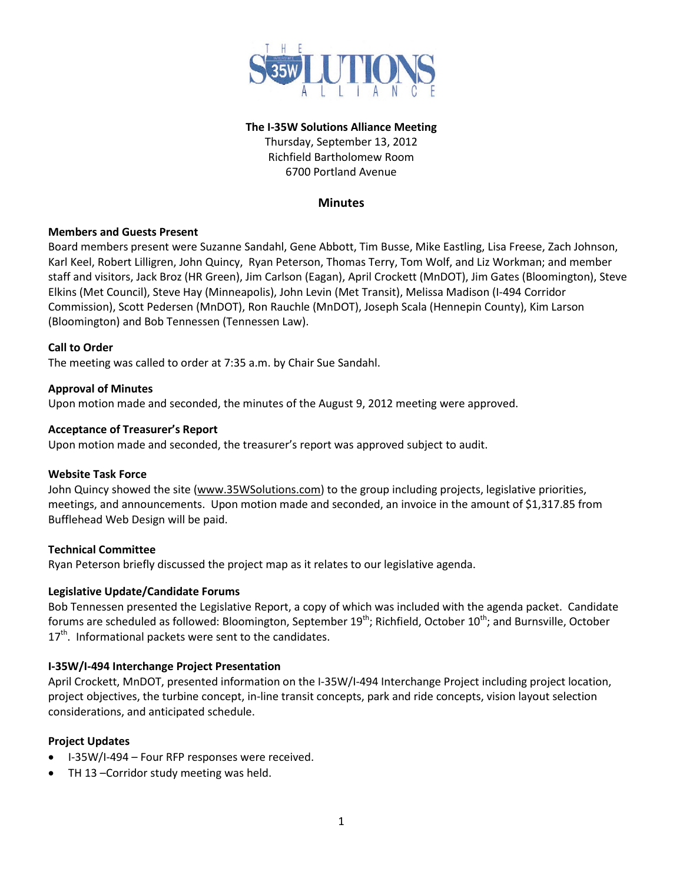**The I-35W Solutions Alliance Meeting**
Thursday, September 13, 2012
Richfield Bartholomew Room
6700 Portland Avenue

## Minutes

**Members and Guests Present**
Board members present were Suzanne Sandahl, Gene Abbott, Tim Busse, Mike Eastling, Lisa Freese, Zach Johnson, Karl Keel, Robert Lilligren, John Quincy, Ryan Peterson, Thomas Terry, Tom Wolf, and Liz Workman; and member staff and visitors, Jack Broz (HR Green), Jim Carlson (Eagan), April Crockett (MnDOT), Jim Gates (Bloomington), Steve Elkins (Met Council), Steve Hay (Minneapolis), John Levin (Met Transit), Melissa Madison (I-494 Corridor Commission), Scott Pedersen (MnDOT), Ron Rauchle (MnDOT), Joseph Scala (Hennepin County), Kim Larson (Bloomington) and Bob Tennessen (Tennessen Law).

**Call to Order**
The meeting was called to order at 7:35 a.m. by Chair Sue Sandahl.

**Approval of Minutes**
Upon motion made and seconded, the minutes of the August 9, 2012 meeting were approved.

**Acceptance of Treasurer's Report**
Upon motion made and seconded, the treasurer's report was approved subject to audit.

**Website Task Force**
John Quincy showed the site (www.35WSolutions.com) to the group including projects, legislative priorities, meetings, and announcements. Upon motion made and seconded, an invoice in the amount of $1,317.85 from Bufflehead Web Design will be paid.

**Technical Committee**
Ryan Peterson briefly discussed the project map as it relates to our legislative agenda.

**Legislative Update/Candidate Forums**
Bob Tennessen presented the Legislative Report, a copy of which was included with the agenda packet. Candidate forums are scheduled as followed: Bloomington, September 19th; Richfield, October 10th; and Burnsville, October 17th. Informational packets were sent to the candidates.

**I-35W/I-494 Interchange Project Presentation**
April Crockett, MnDOT, presented information on the I-35W/I-494 Interchange Project including project location, project objectives, the turbine concept, in-line transit concepts, park and ride concepts, vision layout selection considerations, and anticipated schedule.

**Project Updates**
- I-35W/I-494 – Four RFP responses were received.
- TH 13 –Corridor study meeting was held.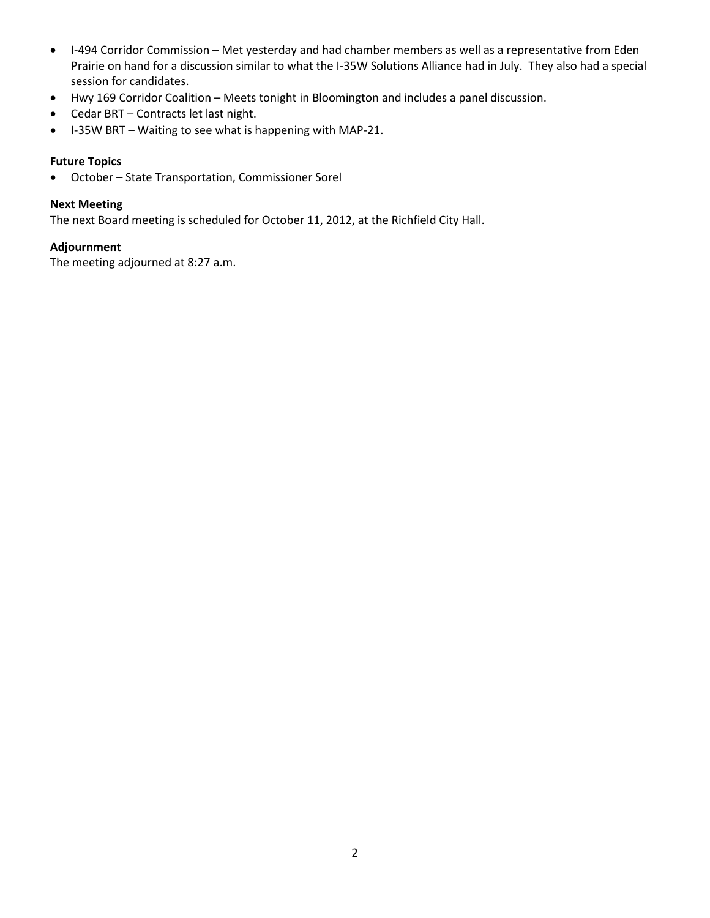- I-494 Corridor Commission – Met yesterday and had chamber members as well as a representative from Eden Prairie on hand for a discussion similar to what the I-35W Solutions Alliance had in July. They also had a special session for candidates.
- Hwy 169 Corridor Coalition – Meets tonight in Bloomington and includes a panel discussion.
- Cedar BRT – Contracts let last night.
- I-35W BRT – Waiting to see what is happening with MAP-21.

**Future Topics**

- October – State Transportation, Commissioner Sorel

**Next Meeting**

The next Board meeting is scheduled for October 11, 2012, at the Richfield City Hall.

**Adjournment**

The meeting adjourned at 8:27 a.m.